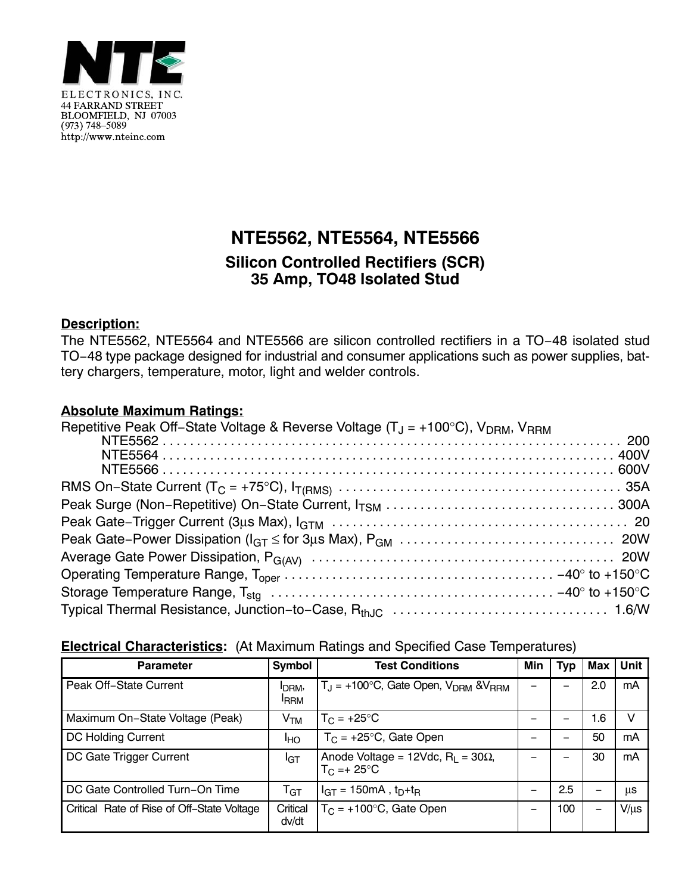NTE ELECTRONICS, INC.
44 FARRAND STREET
BLOOMFIELD, NJ 07003
(973) 748–5089
http://www.nteinc.com

# NTE5562, NTE5564, NTE5566

## Silicon Controlled Rectifiers (SCR)
## 35 Amp, TO48 Isolated Stud

**Description:**

The NTE5562, NTE5564 and NTE5566 are silicon controlled rectifiers in a TO−48 isolated stud TO−48 type package designed for industrial and consumer applications such as power supplies, battery chargers, temperature, motor, light and welder controls.

**Absolute Maximum Ratings:**

Repetitive Peak Off−State Voltage & Reverse Voltage ($T_J$ = +100°C), $V_{DRM}$, $V_{RRM}$

- NTE5562 . . . . . . . . . . . . 200
- NTE5564 . . . . . . . . . . . . 400V
- NTE5566 . . . . . . . . . . . . 600V

RMS On−State Current ($T_C$ = +75°C), $I_{T(RMS)}$ . . . . . . . . . . . . 35A

Peak Surge (Non−Repetitive) On−State Current, $I_{TSM}$ . . . . . . . . . . . . 300A

Peak Gate−Trigger Current (3μs Max), $I_{GTM}$ . . . . . . . . . . . . 20

Peak Gate−Power Dissipation ($I_{GT}$ ≤ for 3μs Max), $P_{GM}$ . . . . . . . . . . . . 20W

Average Gate Power Dissipation, $P_{G(AV)}$ . . . . . . . . . . . . 20W

Operating Temperature Range, $T_{oper}$ . . . . . . . . . . . . −40° to +150°C

Storage Temperature Range, $T_{stg}$ . . . . . . . . . . . . −40° to +150°C

Typical Thermal Resistance, Junction−to−Case, $R_{thJC}$ . . . . . . . . . . . . 1.6/W

**Electrical Characteristics:** (At Maximum Ratings and Specified Case Temperatures)

| Parameter | Symbol | Test Conditions | Min | Typ | Max | Unit |
|---|---|---|---|---|---|---|
| Peak Off−State Current | $I_{DRM}$, $I_{RRM}$ | $T_J$ = +100°C, Gate Open, $V_{DRM}$ &$V_{RRM}$ | – | – | 2.0 | mA |
| Maximum On−State Voltage (Peak) | $V_{TM}$ | $T_C$ = +25°C | – | – | 1.6 | V |
| DC Holding Current | $I_{HO}$ | $T_C$ = +25°C, Gate Open | – | – | 50 | mA |
| DC Gate Trigger Current | $I_{GT}$ | Anode Voltage = 12Vdc, $R_L$ = 30Ω, $T_C$ =+ 25°C | – | – | 30 | mA |
| DC Gate Controlled Turn−On Time | $T_{GT}$ | $I_{GT}$ = 150mA , $t_D$+$t_R$ | – | 2.5 | – | μs |
| Critical Rate of Rise of Off−State Voltage | Critical dv/dt | $T_C$ = +100°C, Gate Open | – | 100 | – | V/μs |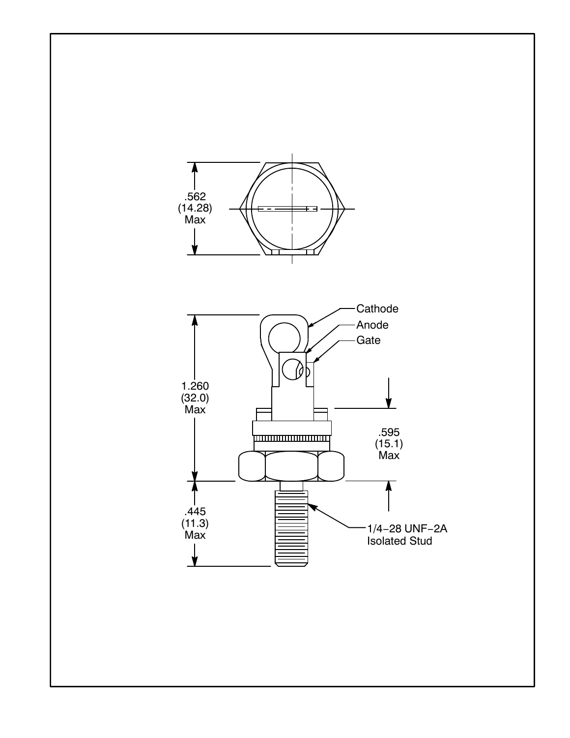.562
(14.28)
Max

Cathode
Anode
Gate

1.260
(32.0)
Max

.595
(15.1)
Max

.445
(11.3)
Max

1/4−28 UNF−2A
Isolated Stud